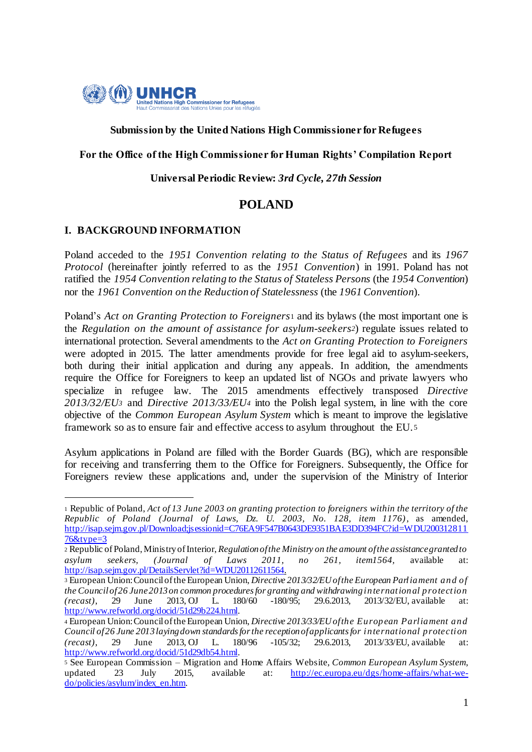**Submission by the United Nations High Commissioner for Refugees**

**For the Office of the High Commissioner for Human Rights' Compilation Report**

**Universal Periodic Review:** ***3rd Cycle, 27th Session***

# POLAND

## I. BACKGROUND INFORMATION

Poland acceded to the *1951 Convention relating to the Status of Refugees* and its *1967 Protocol* (hereinafter jointly referred to as the *1951 Convention*) in 1991. Poland has not ratified the *1954 Convention relating to the Status of Stateless Persons* (the *1954 Convention*) nor the *1961 Convention on the Reduction of Statelessness* (the *1961 Convention*).

Poland's *Act on Granting Protection to Foreigners*[1] and its bylaws (the most important one is the *Regulation on the amount of assistance for asylum-seekers*[2]) regulate issues related to international protection. Several amendments to the *Act on Granting Protection to Foreigners* were adopted in 2015. The latter amendments provide for free legal aid to asylum-seekers, both during their initial application and during any appeals. In addition, the amendments require the Office for Foreigners to keep an updated list of NGOs and private lawyers who specialize in refugee law. The 2015 amendments effectively transposed *Directive 2013/32/EU*[3] and *Directive 2013/33/EU*[4] into the Polish legal system, in line with the core objective of the *Common European Asylum System* which is meant to improve the legislative framework so as to ensure fair and effective access to asylum throughout the EU.[5]

Asylum applications in Poland are filled with the Border Guards (BG), which are responsible for receiving and transferring them to the Office for Foreigners. Subsequently, the Office for Foreigners review these applications and, under the supervision of the Ministry of Interior

---

[1] Republic of Poland, *Act of 13 June 2003 on granting protection to foreigners within the territory of the Republic of Poland (Journal of Laws, Dz. U. 2003, No. 128, item 1176)*, as amended, http://isap.sejm.gov.pl/Download;jsessionid=C76EA9F547B0643DE9351BAE3DD394FC?id=WDU20031281176&type=3

[2] Republic of Poland, Ministry of Interior, *Regulation of the Ministry on the amount of the assistance granted to asylum seekers, (Journal of Laws 2011, no 261, item1564,* available at: http://isap.sejm.gov.pl/DetailsServlet?id=WDU20112611564.

[3] European Union: Council of the European Union, *Directive 2013/32/EU of the European Parliament and of the Council of 26 June 2013 on common procedures for granting and withdrawing international protection (recast)*, 29 June 2013, OJ L. 180/60 -180/95; 29.6.2013, 2013/32/EU, available at: http://www.refworld.org/docid/51d29b224.html.

[4] European Union: Council of the European Union, *Directive 2013/33/EU of the European Parliament and Council of 26 June 2013 laying down standards for the reception of applicants for international protection (recast)*, 29 June 2013, OJ L. 180/96 -105/32; 29.6.2013, 2013/33/EU, available at: http://www.refworld.org/docid/51d29db54.html.

[5] See European Commission – Migration and Home Affairs Website, *Common European Asylum System*, updated 23 July 2015, available at: http://ec.europa.eu/dgs/home-affairs/what-we-do/policies/asylum/index_en.htm.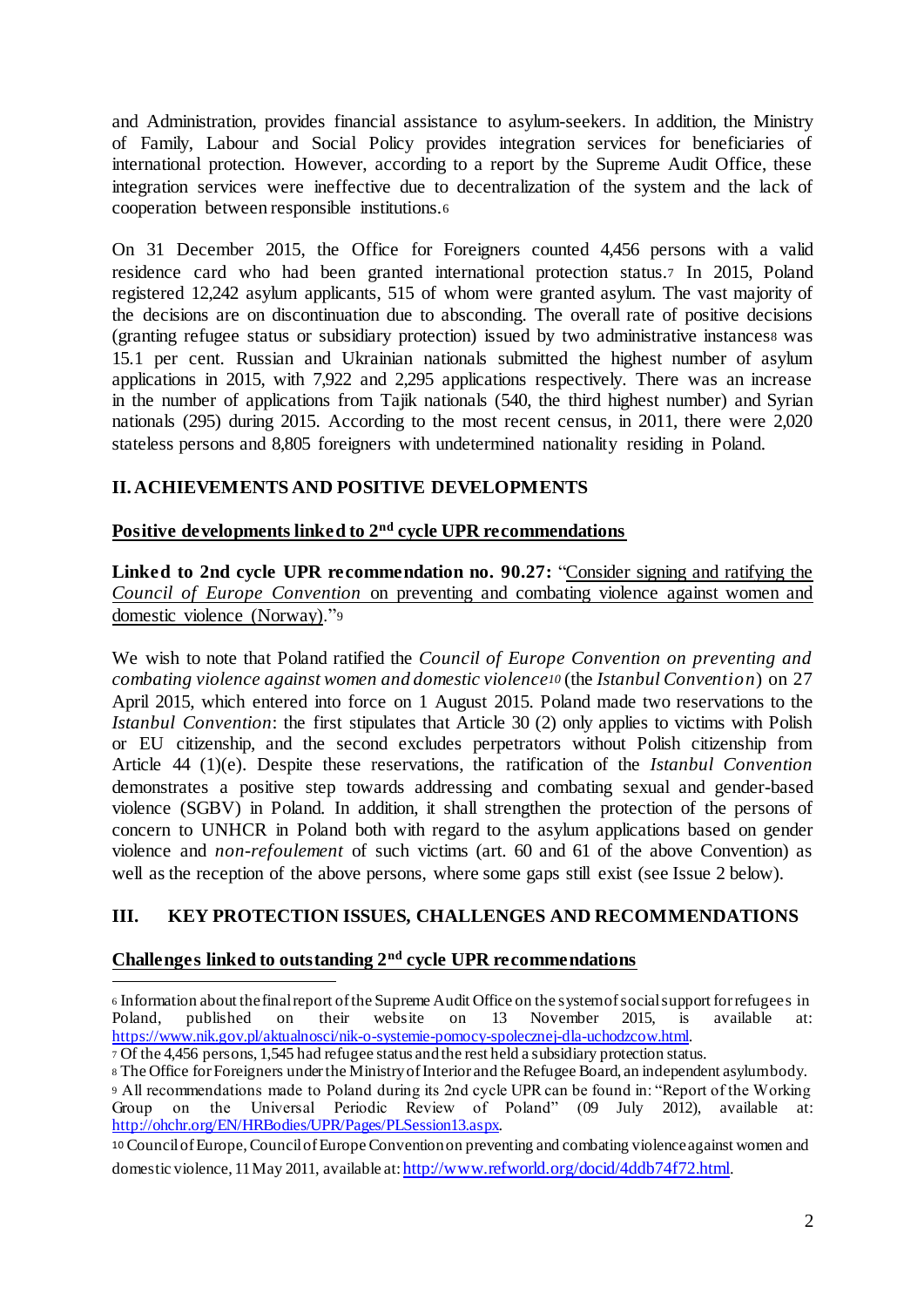and Administration, provides financial assistance to asylum-seekers. In addition, the Ministry of Family, Labour and Social Policy provides integration services for beneficiaries of international protection. However, according to a report by the Supreme Audit Office, these integration services were ineffective due to decentralization of the system and the lack of cooperation between responsible institutions.[6]

On 31 December 2015, the Office for Foreigners counted 4,456 persons with a valid residence card who had been granted international protection status.[7] In 2015, Poland registered 12,242 asylum applicants, 515 of whom were granted asylum. The vast majority of the decisions are on discontinuation due to absconding. The overall rate of positive decisions (granting refugee status or subsidiary protection) issued by two administrative instances[8] was 15.1 per cent. Russian and Ukrainian nationals submitted the highest number of asylum applications in 2015, with 7,922 and 2,295 applications respectively. There was an increase in the number of applications from Tajik nationals (540, the third highest number) and Syrian nationals (295) during 2015. According to the most recent census, in 2011, there were 2,020 stateless persons and 8,805 foreigners with undetermined nationality residing in Poland.

## II. ACHIEVEMENTS AND POSITIVE DEVELOPMENTS

### Positive developments linked to 2nd cycle UPR recommendations

**Linked to 2nd cycle UPR recommendation no. 90.27:** "Consider signing and ratifying the *Council of Europe Convention* on preventing and combating violence against women and domestic violence (Norway)."[9]

We wish to note that Poland ratified the *Council of Europe Convention on preventing and combating violence against women and domestic violence*[10] (the *Istanbul Convention*) on 27 April 2015, which entered into force on 1 August 2015. Poland made two reservations to the *Istanbul Convention*: the first stipulates that Article 30 (2) only applies to victims with Polish or EU citizenship, and the second excludes perpetrators without Polish citizenship from Article 44 (1)(e). Despite these reservations, the ratification of the *Istanbul Convention* demonstrates a positive step towards addressing and combating sexual and gender-based violence (SGBV) in Poland. In addition, it shall strengthen the protection of the persons of concern to UNHCR in Poland both with regard to the asylum applications based on gender violence and *non-refoulement* of such victims (art. 60 and 61 of the above Convention) as well as the reception of the above persons, where some gaps still exist (see Issue 2 below).

## III. KEY PROTECTION ISSUES, CHALLENGES AND RECOMMENDATIONS

### Challenges linked to outstanding 2nd cycle UPR recommendations

---

[6] Information about the final report of the Supreme Audit Office on the system of social support for refugees in Poland, published on their website on 13 November 2015, is available at: https://www.nik.gov.pl/aktualnosci/nik-o-systemie-pomocy-spolecznej-dla-uchodzcow.html.

[7] Of the 4,456 persons, 1,545 had refugee status and the rest held a subsidiary protection status.

[8] The Office for Foreigners under the Ministry of Interior and the Refugee Board, an independent asylum body.

[9] All recommendations made to Poland during its 2nd cycle UPR can be found in: "Report of the Working Group on the Universal Periodic Review of Poland" (09 July 2012), available at: http://ohchr.org/EN/HRBodies/UPR/Pages/PLSession13.aspx.

[10] Council of Europe, Council of Europe Convention on preventing and combating violence against women and domestic violence, 11 May 2011, available at: http://www.refworld.org/docid/4ddb74f72.html.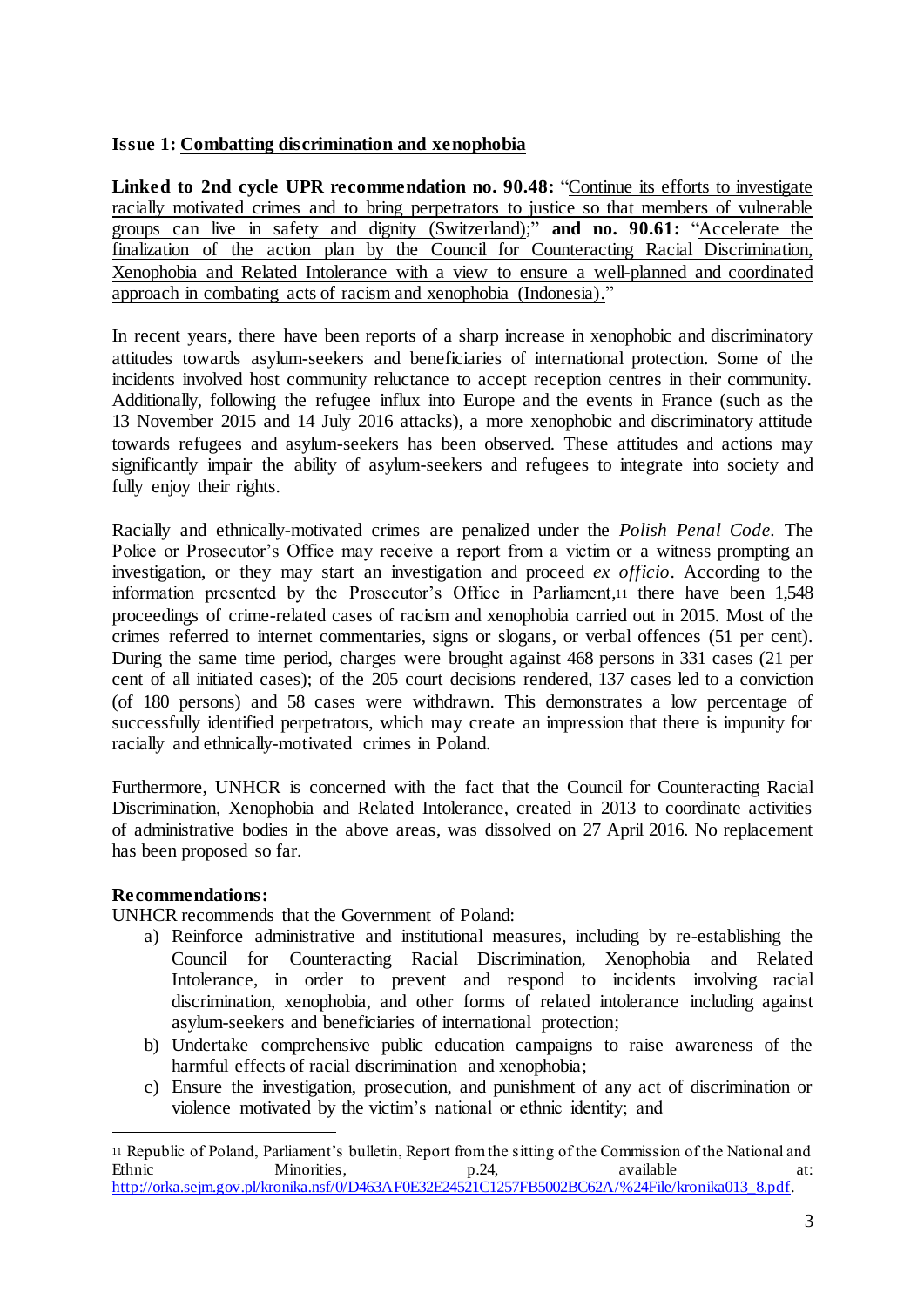**Issue 1: Combatting discrimination and xenophobia**

**Linked to 2nd cycle UPR recommendation no. 90.48:** "Continue its efforts to investigate racially motivated crimes and to bring perpetrators to justice so that members of vulnerable groups can live in safety and dignity (Switzerland);" **and no. 90.61:** "Accelerate the finalization of the action plan by the Council for Counteracting Racial Discrimination, Xenophobia and Related Intolerance with a view to ensure a well-planned and coordinated approach in combating acts of racism and xenophobia (Indonesia)."

In recent years, there have been reports of a sharp increase in xenophobic and discriminatory attitudes towards asylum-seekers and beneficiaries of international protection. Some of the incidents involved host community reluctance to accept reception centres in their community. Additionally, following the refugee influx into Europe and the events in France (such as the 13 November 2015 and 14 July 2016 attacks), a more xenophobic and discriminatory attitude towards refugees and asylum-seekers has been observed. These attitudes and actions may significantly impair the ability of asylum-seekers and refugees to integrate into society and fully enjoy their rights.

Racially and ethnically-motivated crimes are penalized under the *Polish Penal Code*. The Police or Prosecutor's Office may receive a report from a victim or a witness prompting an investigation, or they may start an investigation and proceed *ex officio*. According to the information presented by the Prosecutor's Office in Parliament,[11] there have been 1,548 proceedings of crime-related cases of racism and xenophobia carried out in 2015. Most of the crimes referred to internet commentaries, signs or slogans, or verbal offences (51 per cent). During the same time period, charges were brought against 468 persons in 331 cases (21 per cent of all initiated cases); of the 205 court decisions rendered, 137 cases led to a conviction (of 180 persons) and 58 cases were withdrawn. This demonstrates a low percentage of successfully identified perpetrators, which may create an impression that there is impunity for racially and ethnically-motivated crimes in Poland.

Furthermore, UNHCR is concerned with the fact that the Council for Counteracting Racial Discrimination, Xenophobia and Related Intolerance, created in 2013 to coordinate activities of administrative bodies in the above areas, was dissolved on 27 April 2016. No replacement has been proposed so far.

**Recommendations:**

UNHCR recommends that the Government of Poland:

a) Reinforce administrative and institutional measures, including by re-establishing the Council for Counteracting Racial Discrimination, Xenophobia and Related Intolerance, in order to prevent and respond to incidents involving racial discrimination, xenophobia, and other forms of related intolerance including against asylum-seekers and beneficiaries of international protection;

b) Undertake comprehensive public education campaigns to raise awareness of the harmful effects of racial discrimination and xenophobia;

c) Ensure the investigation, prosecution, and punishment of any act of discrimination or violence motivated by the victim's national or ethnic identity; and

---

[11] Republic of Poland, Parliament's bulletin, Report from the sitting of the Commission of the National and Ethnic Minorities, p.24, available at: http://orka.sejm.gov.pl/kronika.nsf/0/D463AF0E32E24521C1257FB5002BC62A/%24File/kronika013_8.pdf.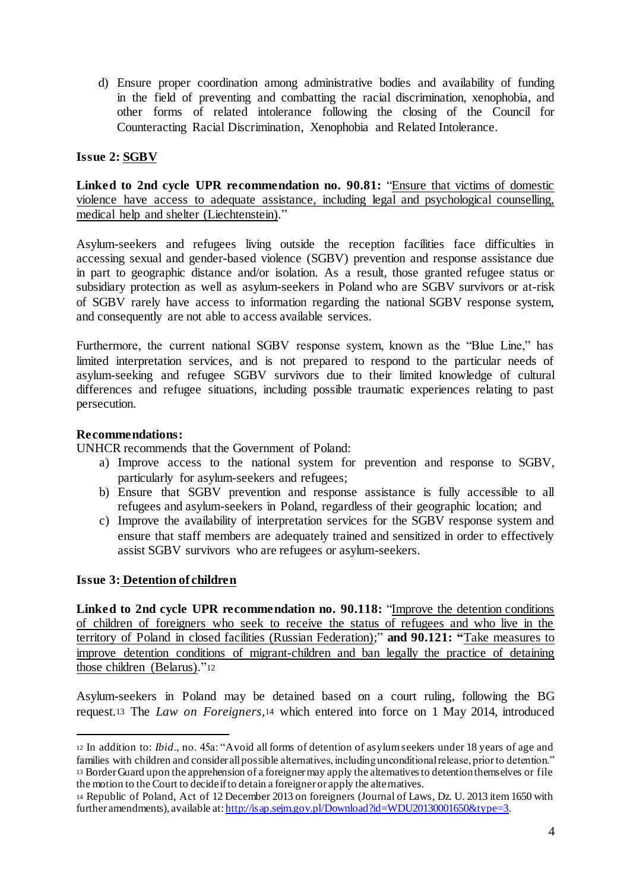d) Ensure proper coordination among administrative bodies and availability of funding in the field of preventing and combatting the racial discrimination, xenophobia, and other forms of related intolerance following the closing of the Council for Counteracting Racial Discrimination, Xenophobia and Related Intolerance.

**Issue 2: SGBV**

**Linked to 2nd cycle UPR recommendation no. 90.81:** "Ensure that victims of domestic violence have access to adequate assistance, including legal and psychological counselling, medical help and shelter (Liechtenstein)."

Asylum-seekers and refugees living outside the reception facilities face difficulties in accessing sexual and gender-based violence (SGBV) prevention and response assistance due in part to geographic distance and/or isolation. As a result, those granted refugee status or subsidiary protection as well as asylum-seekers in Poland who are SGBV survivors or at-risk of SGBV rarely have access to information regarding the national SGBV response system, and consequently are not able to access available services.

Furthermore, the current national SGBV response system, known as the "Blue Line," has limited interpretation services, and is not prepared to respond to the particular needs of asylum-seeking and refugee SGBV survivors due to their limited knowledge of cultural differences and refugee situations, including possible traumatic experiences relating to past persecution.

**Recommendations:**

UNHCR recommends that the Government of Poland:

a) Improve access to the national system for prevention and response to SGBV, particularly for asylum-seekers and refugees;
b) Ensure that SGBV prevention and response assistance is fully accessible to all refugees and asylum-seekers in Poland, regardless of their geographic location; and
c) Improve the availability of interpretation services for the SGBV response system and ensure that staff members are adequately trained and sensitized in order to effectively assist SGBV survivors who are refugees or asylum-seekers.

**Issue 3: Detention of children**

**Linked to 2nd cycle UPR recommendation no. 90.118:** "Improve the detention conditions of children of foreigners who seek to receive the status of refugees and who live in the territory of Poland in closed facilities (Russian Federation);" **and 90.121: "**Take measures to improve detention conditions of migrant-children and ban legally the practice of detaining those children (Belarus)."[12]

Asylum-seekers in Poland may be detained based on a court ruling, following the BG request.[13] The *Law on Foreigners*,[14] which entered into force on 1 May 2014, introduced

---

[12] In addition to: *Ibid*., no. 45a: "Avoid all forms of detention of asylum seekers under 18 years of age and families with children and consider all possible alternatives, including unconditional release, prior to detention."

[13] Border Guard upon the apprehension of a foreigner may apply the alternatives to detention themselves or file the motion to the Court to decide if to detain a foreigner or apply the alternatives.

[14] Republic of Poland, Act of 12 December 2013 on foreigners (Journal of Laws, Dz. U. 2013 item 1650 with further amendments), available at: http://isap.sejm.gov.pl/Download?id=WDU20130001650&type=3.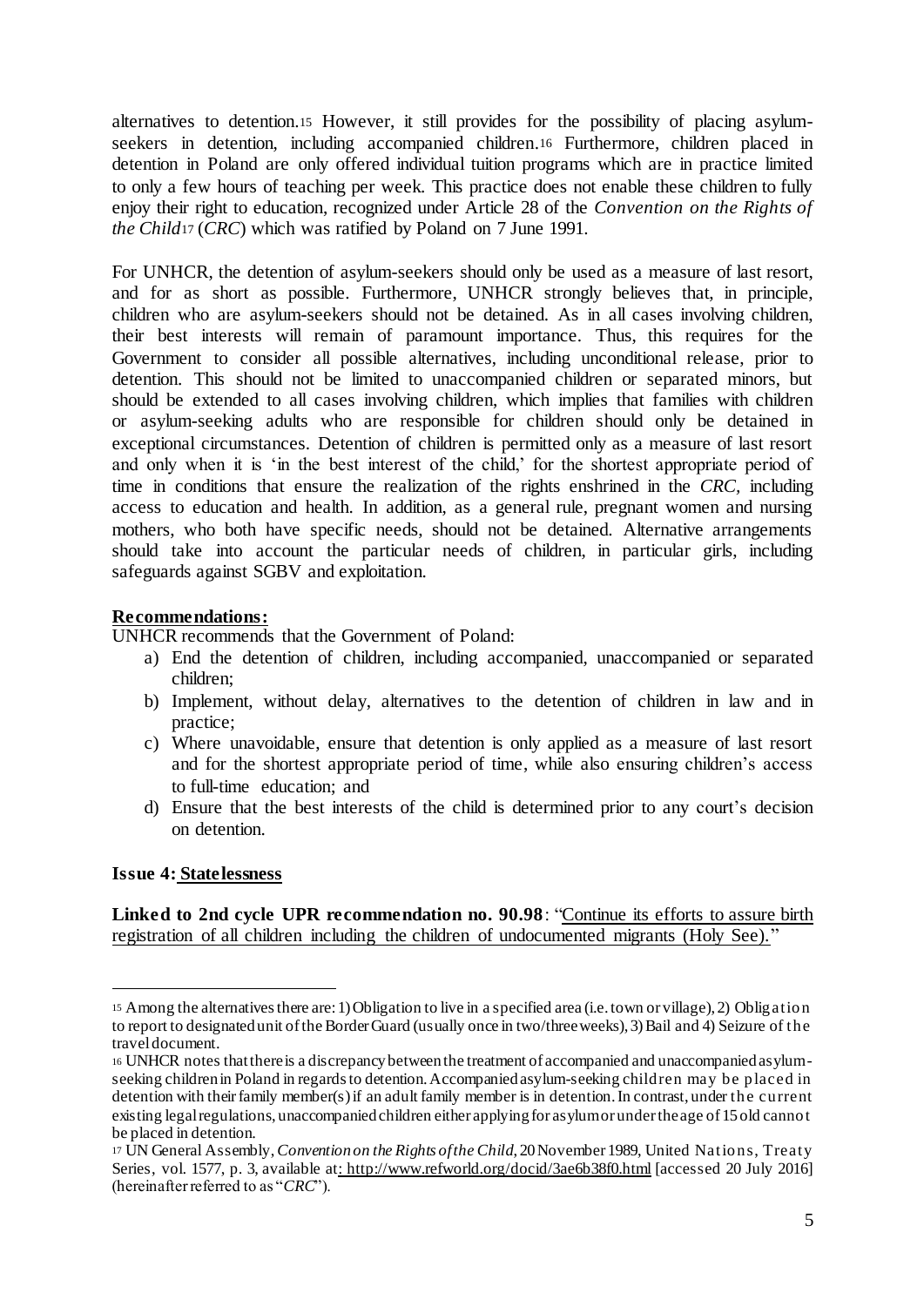alternatives to detention.[15] However, it still provides for the possibility of placing asylum-seekers in detention, including accompanied children.[16] Furthermore, children placed in detention in Poland are only offered individual tuition programs which are in practice limited to only a few hours of teaching per week. This practice does not enable these children to fully enjoy their right to education, recognized under Article 28 of the *Convention on the Rights of the Child*[17] (*CRC*) which was ratified by Poland on 7 June 1991.

For UNHCR, the detention of asylum-seekers should only be used as a measure of last resort, and for as short as possible. Furthermore, UNHCR strongly believes that, in principle, children who are asylum-seekers should not be detained. As in all cases involving children, their best interests will remain of paramount importance. Thus, this requires for the Government to consider all possible alternatives, including unconditional release, prior to detention. This should not be limited to unaccompanied children or separated minors, but should be extended to all cases involving children, which implies that families with children or asylum-seeking adults who are responsible for children should only be detained in exceptional circumstances. Detention of children is permitted only as a measure of last resort and only when it is 'in the best interest of the child,' for the shortest appropriate period of time in conditions that ensure the realization of the rights enshrined in the *CRC,* including access to education and health. In addition, as a general rule, pregnant women and nursing mothers, who both have specific needs, should not be detained. Alternative arrangements should take into account the particular needs of children, in particular girls, including safeguards against SGBV and exploitation.

**Recommendations:**

UNHCR recommends that the Government of Poland:

a) End the detention of children, including accompanied, unaccompanied or separated children;
b) Implement, without delay, alternatives to the detention of children in law and in practice;
c) Where unavoidable, ensure that detention is only applied as a measure of last resort and for the shortest appropriate period of time, while also ensuring children's access to full-time education; and
d) Ensure that the best interests of the child is determined prior to any court's decision on detention.

### Issue 4: Statelessness

**Linked to 2nd cycle UPR recommendation no. 90.98**: "Continue its efforts to assure birth registration of all children including the children of undocumented migrants (Holy See)."

---

[15] Among the alternatives there are: 1) Obligation to live in a specified area (i.e. town or village), 2) Obligation to report to designated unit of the Border Guard (usually once in two/three weeks), 3) Bail and 4) Seizure of the travel document.

[16] UNHCR notes that there is a discrepancy between the treatment of accompanied and unaccompanied asylum-seeking children in Poland in regards to detention. Accompanied asylum-seeking children may be placed in detention with their family member(s) if an adult family member is in detention. In contrast, under the current existing legal regulations, unaccompanied children either applying for asylum or under the age of 15 old cannot be placed in detention.

[17] UN General Assembly, *Convention on the Rights of the Child*, 20 November 1989, United Nations, Treaty Series, vol. 1577, p. 3, available at: http://www.refworld.org/docid/3ae6b38f0.html [accessed 20 July 2016] (hereinafter referred to as "*CRC*").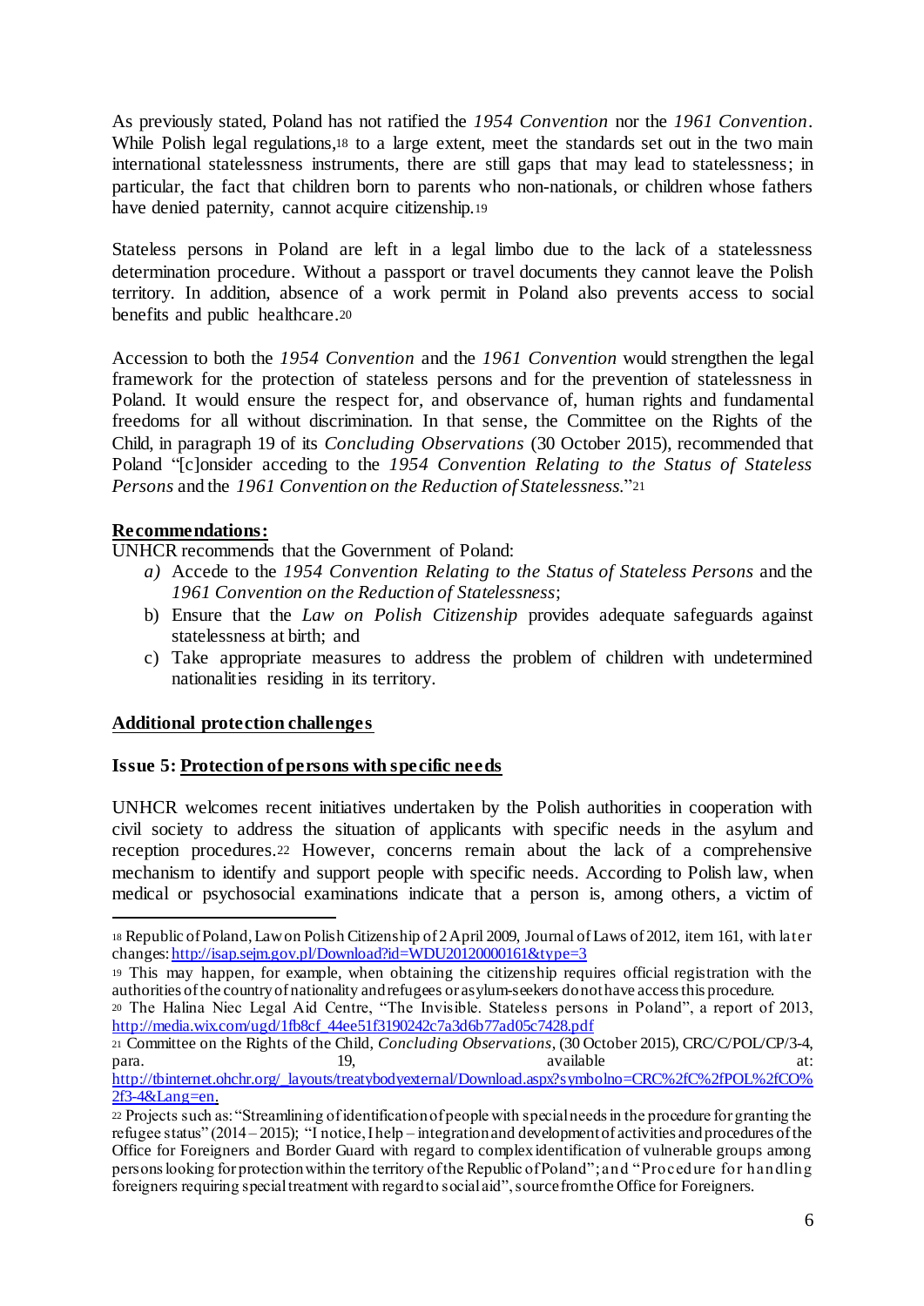As previously stated, Poland has not ratified the *1954 Convention* nor the *1961 Convention*. While Polish legal regulations,[18] to a large extent, meet the standards set out in the two main international statelessness instruments, there are still gaps that may lead to statelessness; in particular, the fact that children born to parents who non-nationals, or children whose fathers have denied paternity, cannot acquire citizenship.[19]

Stateless persons in Poland are left in a legal limbo due to the lack of a statelessness determination procedure. Without a passport or travel documents they cannot leave the Polish territory. In addition, absence of a work permit in Poland also prevents access to social benefits and public healthcare.[20]

Accession to both the *1954 Convention* and the *1961 Convention* would strengthen the legal framework for the protection of stateless persons and for the prevention of statelessness in Poland. It would ensure the respect for, and observance of, human rights and fundamental freedoms for all without discrimination. In that sense, the Committee on the Rights of the Child, in paragraph 19 of its *Concluding Observations* (30 October 2015), recommended that Poland "[c]onsider acceding to the *1954 Convention Relating to the Status of Stateless Persons* and the *1961 Convention on the Reduction of Statelessness*."[21]

**Recommendations:**

UNHCR recommends that the Government of Poland:

a) Accede to the *1954 Convention Relating to the Status of Stateless Persons* and the *1961 Convention on the Reduction of Statelessness*;
b) Ensure that the *Law on Polish Citizenship* provides adequate safeguards against statelessness at birth; and
c) Take appropriate measures to address the problem of children with undetermined nationalities residing in its territory.

## Additional protection challenges

### Issue 5: Protection of persons with specific needs

UNHCR welcomes recent initiatives undertaken by the Polish authorities in cooperation with civil society to address the situation of applicants with specific needs in the asylum and reception procedures.[22] However, concerns remain about the lack of a comprehensive mechanism to identify and support people with specific needs. According to Polish law, when medical or psychosocial examinations indicate that a person is, among others, a victim of

---

[18] Republic of Poland, Law on Polish Citizenship of 2 April 2009, Journal of Laws of 2012, item 161, with later changes: http://isap.sejm.gov.pl/Download?id=WDU20120000161&type=3

[19] This may happen, for example, when obtaining the citizenship requires official registration with the authorities of the country of nationality and refugees or asylum-seekers do not have access this procedure.

[20] The Halina Niec Legal Aid Centre, "The Invisible. Stateless persons in Poland", a report of 2013, http://media.wix.com/ugd/1fb8cf_44ee51f3190242c7a3d6b77ad05c7428.pdf

[21] Committee on the Rights of the Child, *Concluding Observations*, (30 October 2015), CRC/C/POL/CP/3-4, para. 19, available at: http://tbinternet.ohchr.org/_layouts/treatybodyexternal/Download.aspx?symbolno=CRC%2fC%2fPOL%2fCO%2f3-4&Lang=en.

[22] Projects such as: "Streamlining of identification of people with special needs in the procedure for granting the refugee status" (2014 – 2015); "I notice, I help – integration and development of activities and procedures of the Office for Foreigners and Border Guard with regard to complex identification of vulnerable groups among persons looking for protection within the territory of the Republic of Poland"; and "Procedure for handling foreigners requiring special treatment with regard to social aid", source from the Office for Foreigners.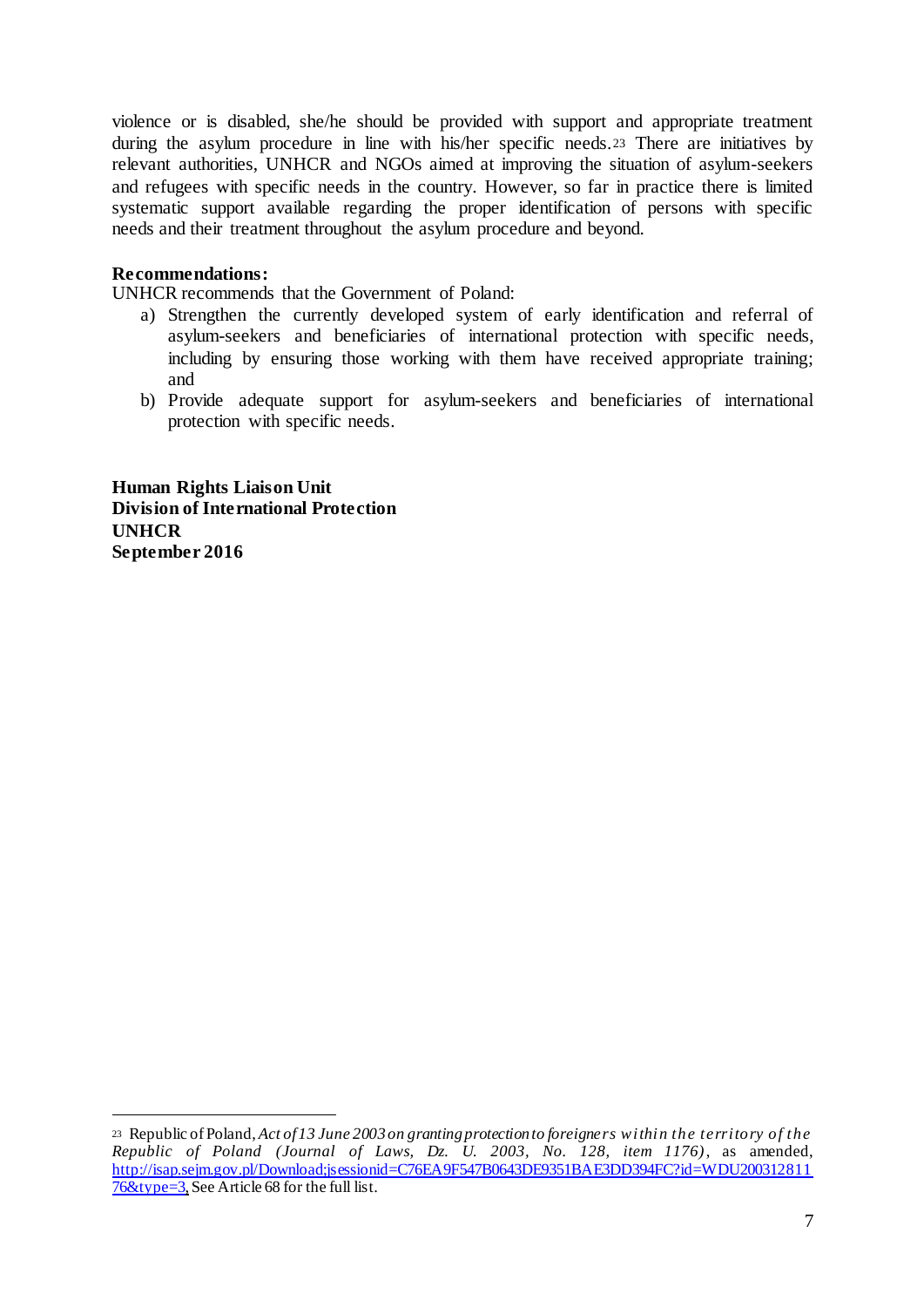violence or is disabled, she/he should be provided with support and appropriate treatment during the asylum procedure in line with his/her specific needs.[23] There are initiatives by relevant authorities, UNHCR and NGOs aimed at improving the situation of asylum-seekers and refugees with specific needs in the country. However, so far in practice there is limited systematic support available regarding the proper identification of persons with specific needs and their treatment throughout the asylum procedure and beyond.

**Recommendations:**

UNHCR recommends that the Government of Poland:

a) Strengthen the currently developed system of early identification and referral of asylum-seekers and beneficiaries of international protection with specific needs, including by ensuring those working with them have received appropriate training; and
b) Provide adequate support for asylum-seekers and beneficiaries of international protection with specific needs.

**Human Rights Liaison Unit**
**Division of International Protection**
**UNHCR**
**September 2016**

---

[23] Republic of Poland, *Act of 13 June 2003 on granting protection to foreigners within the territory of the Republic of Poland (Journal of Laws, Dz. U. 2003, No. 128, item 1176)*, as amended, http://isap.sejm.gov.pl/Download;jsessionid=C76EA9F547B0643DE9351BAE3DD394FC?id=WDU20031281176&type=3, See Article 68 for the full list.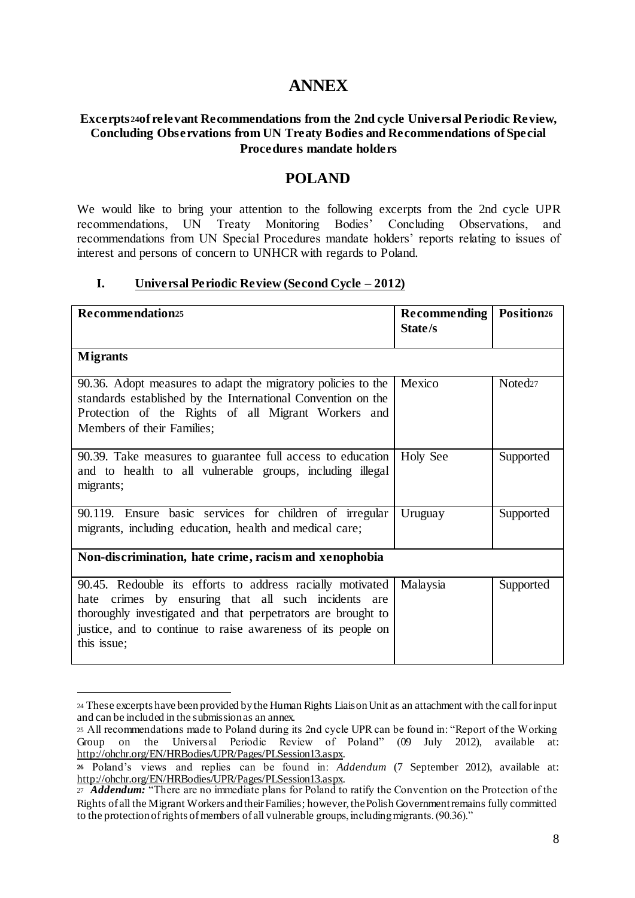# ANNEX

**Excerpts[24] of relevant Recommendations from the 2nd cycle Universal Periodic Review, Concluding Observations from UN Treaty Bodies and Recommendations of Special Procedures mandate holders**

# POLAND

We would like to bring your attention to the following excerpts from the 2nd cycle UPR recommendations, UN Treaty Monitoring Bodies' Concluding Observations, and recommendations from UN Special Procedures mandate holders' reports relating to issues of interest and persons of concern to UNHCR with regards to Poland.

## I. Universal Periodic Review (Second Cycle – 2012)

| Recommendation[25] | Recommending State/s | Position[26] |
|---|---|---|
| **Migrants** | | |
| 90.36. Adopt measures to adapt the migratory policies to the standards established by the International Convention on the Protection of the Rights of all Migrant Workers and Members of their Families; | Mexico | Noted[27] |
| 90.39. Take measures to guarantee full access to education and to health to all vulnerable groups, including illegal migrants; | Holy See | Supported |
| 90.119. Ensure basic services for children of irregular migrants, including education, health and medical care; | Uruguay | Supported |
| **Non-discrimination, hate crime, racism and xenophobia** | | |
| 90.45. Redouble its efforts to address racially motivated hate crimes by ensuring that all such incidents are thoroughly investigated and that perpetrators are brought to justice, and to continue to raise awareness of its people on this issue; | Malaysia | Supported |

[24] These excerpts have been provided by the Human Rights Liaison Unit as an attachment with the call for input and can be included in the submission as an annex.

[25] All recommendations made to Poland during its 2nd cycle UPR can be found in: "Report of the Working Group on the Universal Periodic Review of Poland" (09 July 2012), available at: http://ohchr.org/EN/HRBodies/UPR/Pages/PLSession13.aspx.

[26] Poland's views and replies can be found in: *Addendum* (7 September 2012), available at: http://ohchr.org/EN/HRBodies/UPR/Pages/PLSession13.aspx.

[27] ***Addendum:*** "There are no immediate plans for Poland to ratify the Convention on the Protection of the Rights of all the Migrant Workers and their Families; however, the Polish Government remains fully committed to the protection of rights of members of all vulnerable groups, including migrants. (90.36)."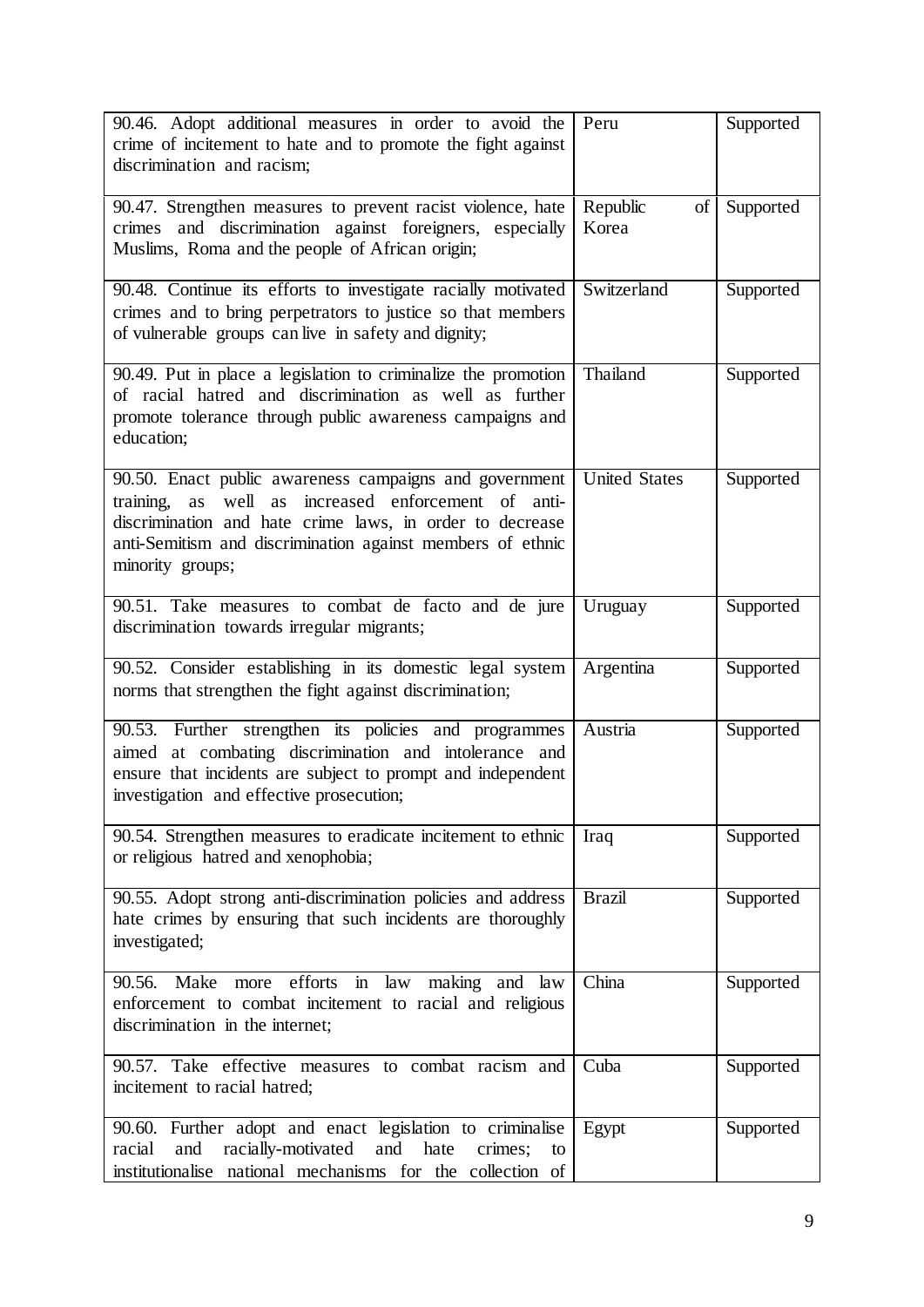| | | |
|---|---|---|
| 90.46. Adopt additional measures in order to avoid the crime of incitement to hate and to promote the fight against discrimination and racism; | Peru | Supported |
| 90.47. Strengthen measures to prevent racist violence, hate crimes and discrimination against foreigners, especially Muslims, Roma and the people of African origin; | Republic of Korea | Supported |
| 90.48. Continue its efforts to investigate racially motivated crimes and to bring perpetrators to justice so that members of vulnerable groups can live in safety and dignity; | Switzerland | Supported |
| 90.49. Put in place a legislation to criminalize the promotion of racial hatred and discrimination as well as further promote tolerance through public awareness campaigns and education; | Thailand | Supported |
| 90.50. Enact public awareness campaigns and government training, as well as increased enforcement of anti-discrimination and hate crime laws, in order to decrease anti-Semitism and discrimination against members of ethnic minority groups; | United States | Supported |
| 90.51. Take measures to combat de facto and de jure discrimination towards irregular migrants; | Uruguay | Supported |
| 90.52. Consider establishing in its domestic legal system norms that strengthen the fight against discrimination; | Argentina | Supported |
| 90.53. Further strengthen its policies and programmes aimed at combating discrimination and intolerance and ensure that incidents are subject to prompt and independent investigation and effective prosecution; | Austria | Supported |
| 90.54. Strengthen measures to eradicate incitement to ethnic or religious hatred and xenophobia; | Iraq | Supported |
| 90.55. Adopt strong anti-discrimination policies and address hate crimes by ensuring that such incidents are thoroughly investigated; | Brazil | Supported |
| 90.56. Make more efforts in law making and law enforcement to combat incitement to racial and religious discrimination in the internet; | China | Supported |
| 90.57. Take effective measures to combat racism and incitement to racial hatred; | Cuba | Supported |
| 90.60. Further adopt and enact legislation to criminalise racial and racially-motivated and hate crimes; to institutionalise national mechanisms for the collection of | Egypt | Supported |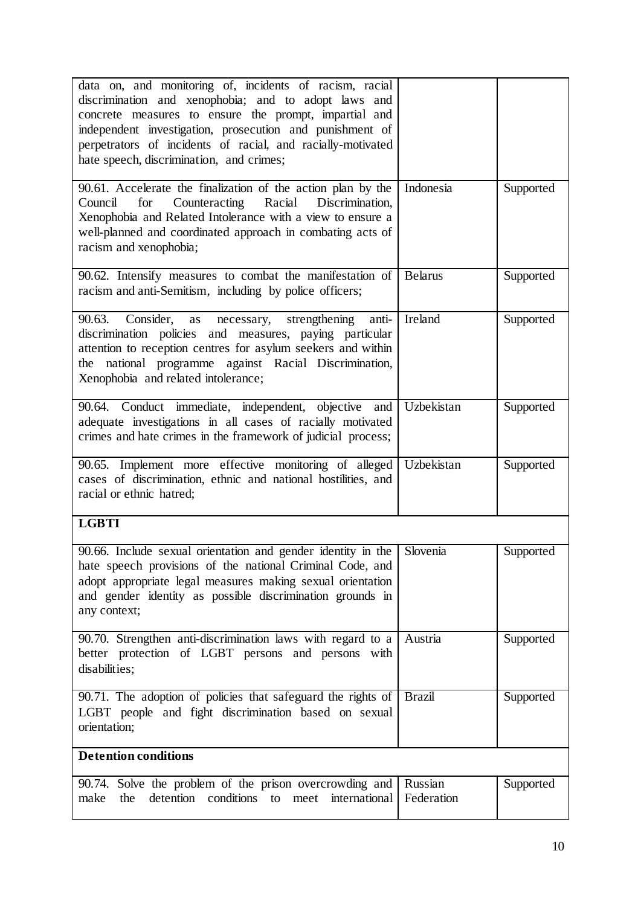| | | |
|---|---|---|
| data on, and monitoring of, incidents of racism, racial discrimination and xenophobia; and to adopt laws and concrete measures to ensure the prompt, impartial and independent investigation, prosecution and punishment of perpetrators of incidents of racial, and racially-motivated hate speech, discrimination, and crimes; | | |
| 90.61. Accelerate the finalization of the action plan by the Council for Counteracting Racial Discrimination, Xenophobia and Related Intolerance with a view to ensure a well-planned and coordinated approach in combating acts of racism and xenophobia; | Indonesia | Supported |
| 90.62. Intensify measures to combat the manifestation of racism and anti-Semitism, including by police officers; | Belarus | Supported |
| 90.63. Consider, as necessary, strengthening anti-discrimination policies and measures, paying particular attention to reception centres for asylum seekers and within the national programme against Racial Discrimination, Xenophobia and related intolerance; | Ireland | Supported |
| 90.64. Conduct immediate, independent, objective and adequate investigations in all cases of racially motivated crimes and hate crimes in the framework of judicial process; | Uzbekistan | Supported |
| 90.65. Implement more effective monitoring of alleged cases of discrimination, ethnic and national hostilities, and racial or ethnic hatred; | Uzbekistan | Supported |
| **LGBTI** | | |
| 90.66. Include sexual orientation and gender identity in the hate speech provisions of the national Criminal Code, and adopt appropriate legal measures making sexual orientation and gender identity as possible discrimination grounds in any context; | Slovenia | Supported |
| 90.70. Strengthen anti-discrimination laws with regard to a better protection of LGBT persons and persons with disabilities; | Austria | Supported |
| 90.71. The adoption of policies that safeguard the rights of LGBT people and fight discrimination based on sexual orientation; | Brazil | Supported |
| **Detention conditions** | | |
| 90.74. Solve the problem of the prison overcrowding and make the detention conditions to meet international | Russian Federation | Supported |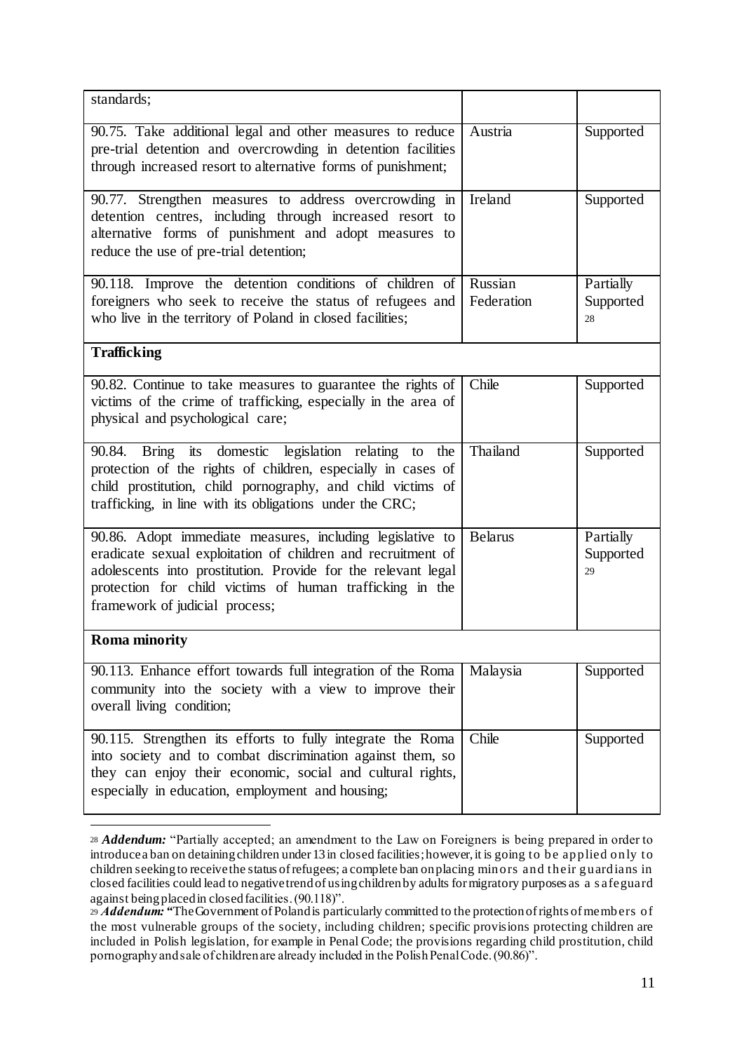| | | |
|---|---|---|
| standards; | | |
| 90.75. Take additional legal and other measures to reduce pre-trial detention and overcrowding in detention facilities through increased resort to alternative forms of punishment; | Austria | Supported |
| 90.77. Strengthen measures to address overcrowding in detention centres, including through increased resort to alternative forms of punishment and adopt measures to reduce the use of pre-trial detention; | Ireland | Supported |
| 90.118. Improve the detention conditions of children of foreigners who seek to receive the status of refugees and who live in the territory of Poland in closed facilities; | Russian Federation | Partially Supported [28] |
| **Trafficking** | | |
| 90.82. Continue to take measures to guarantee the rights of victims of the crime of trafficking, especially in the area of physical and psychological care; | Chile | Supported |
| 90.84. Bring its domestic legislation relating to the protection of the rights of children, especially in cases of child prostitution, child pornography, and child victims of trafficking, in line with its obligations under the CRC; | Thailand | Supported |
| 90.86. Adopt immediate measures, including legislative to eradicate sexual exploitation of children and recruitment of adolescents into prostitution. Provide for the relevant legal protection for child victims of human trafficking in the framework of judicial process; | Belarus | Partially Supported [29] |
| **Roma minority** | | |
| 90.113. Enhance effort towards full integration of the Roma community into the society with a view to improve their overall living condition; | Malaysia | Supported |
| 90.115. Strengthen its efforts to fully integrate the Roma into society and to combat discrimination against them, so they can enjoy their economic, social and cultural rights, especially in education, employment and housing; | Chile | Supported |

[28] ***Addendum:*** "Partially accepted; an amendment to the Law on Foreigners is being prepared in order to introduce a ban on detaining children under 13 in closed facilities; however, it is going to be applied only to children seeking to receive the status of refugees; a complete ban on placing minors and their guardians in closed facilities could lead to negative trend of using children by adults for migratory purposes as a safeguard against being placed in closed facilities. (90.118)".

[29] ***Addendum:*** "The Government of Poland is particularly committed to the protection of rights of members of the most vulnerable groups of the society, including children; specific provisions protecting children are included in Polish legislation, for example in Penal Code; the provisions regarding child prostitution, child pornography and sale of children are already included in the Polish Penal Code. (90.86)".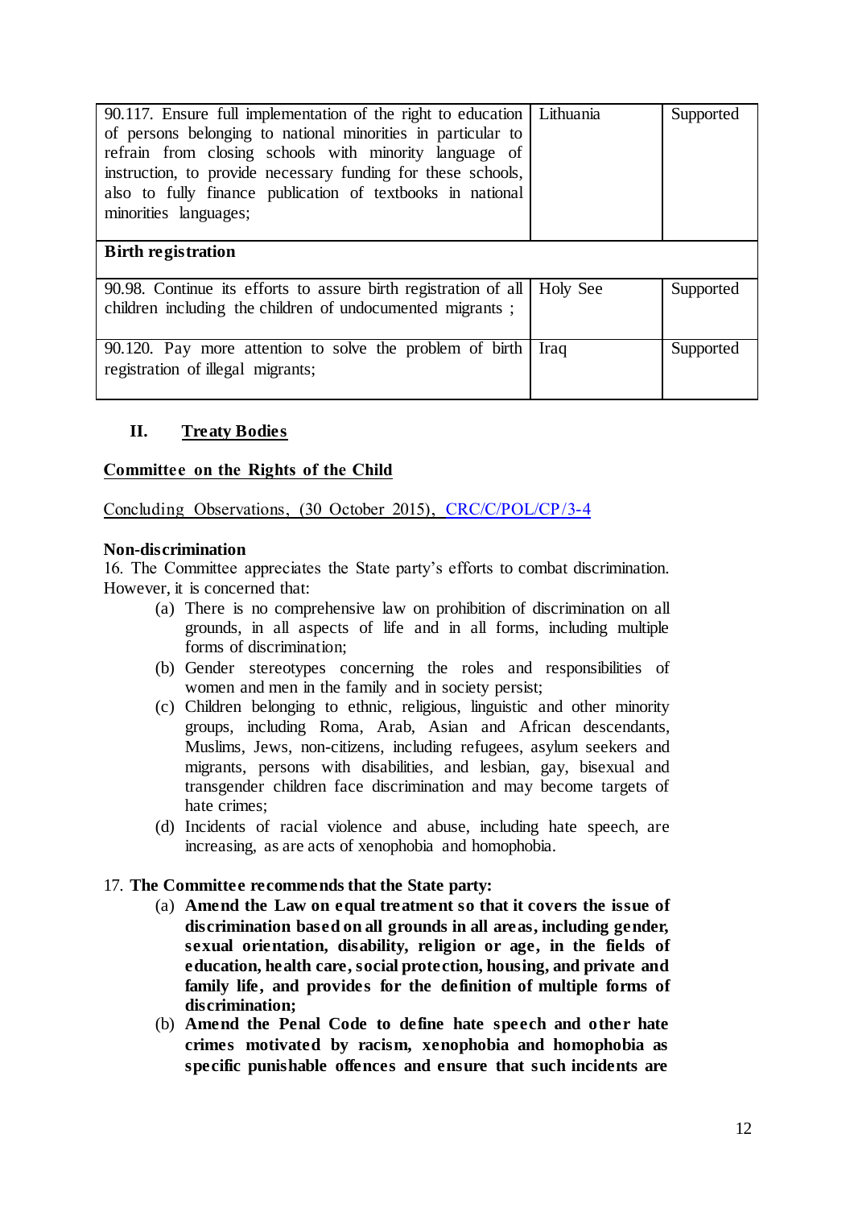| | | |
|---|---|---|
| 90.117. Ensure full implementation of the right to education of persons belonging to national minorities in particular to refrain from closing schools with minority language of instruction, to provide necessary funding for these schools, also to fully finance publication of textbooks in national minorities languages; | Lithuania | Supported |
| **Birth registration** | | |
| 90.98. Continue its efforts to assure birth registration of all children including the children of undocumented migrants ; | Holy See | Supported |
| 90.120. Pay more attention to solve the problem of birth registration of illegal migrants; | Iraq | Supported |

## II. Treaty Bodies

### Committee on the Rights of the Child

Concluding Observations, (30 October 2015), CRC/C/POL/CP/3-4

**Non-discrimination**

16. The Committee appreciates the State party's efforts to combat discrimination. However, it is concerned that:

(a) There is no comprehensive law on prohibition of discrimination on all grounds, in all aspects of life and in all forms, including multiple forms of discrimination;

(b) Gender stereotypes concerning the roles and responsibilities of women and men in the family and in society persist;

(c) Children belonging to ethnic, religious, linguistic and other minority groups, including Roma, Arab, Asian and African descendants, Muslims, Jews, non-citizens, including refugees, asylum seekers and migrants, persons with disabilities, and lesbian, gay, bisexual and transgender children face discrimination and may become targets of hate crimes;

(d) Incidents of racial violence and abuse, including hate speech, are increasing, as are acts of xenophobia and homophobia.

17. **The Committee recommends that the State party:**

(a) **Amend the Law on equal treatment so that it covers the issue of discrimination based on all grounds in all areas, including gender, sexual orientation, disability, religion or age, in the fields of education, health care, social protection, housing, and private and family life, and provides for the definition of multiple forms of discrimination;**

(b) **Amend the Penal Code to define hate speech and other hate crimes motivated by racism, xenophobia and homophobia as specific punishable offences and ensure that such incidents are**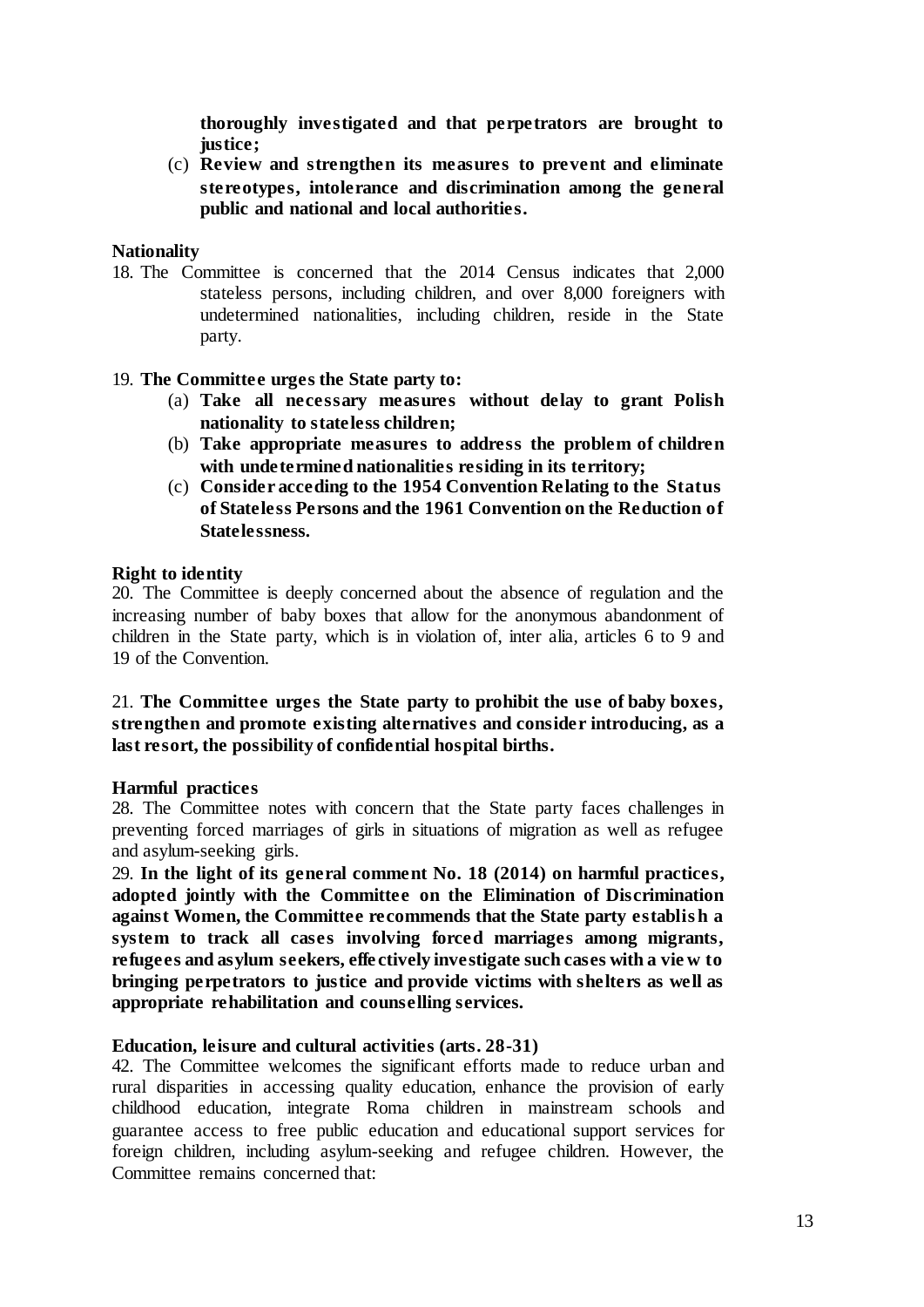**thoroughly investigated and that perpetrators are brought to justice;**

(c) **Review and strengthen its measures to prevent and eliminate stereotypes, intolerance and discrimination among the general public and national and local authorities.**

**Nationality**

18. The Committee is concerned that the 2014 Census indicates that 2,000 stateless persons, including children, and over 8,000 foreigners with undetermined nationalities, including children, reside in the State party.

19. **The Committee urges the State party to:**

(a) **Take all necessary measures without delay to grant Polish nationality to stateless children;**

(b) **Take appropriate measures to address the problem of children with undetermined nationalities residing in its territory;**

(c) **Consider acceding to the 1954 Convention Relating to the Status of Stateless Persons and the 1961 Convention on the Reduction of Statelessness.**

**Right to identity**

20. The Committee is deeply concerned about the absence of regulation and the increasing number of baby boxes that allow for the anonymous abandonment of children in the State party, which is in violation of, inter alia, articles 6 to 9 and 19 of the Convention.

21. **The Committee urges the State party to prohibit the use of baby boxes, strengthen and promote existing alternatives and consider introducing, as a last resort, the possibility of confidential hospital births.**

**Harmful practices**

28. The Committee notes with concern that the State party faces challenges in preventing forced marriages of girls in situations of migration as well as refugee and asylum-seeking girls.

29. **In the light of its general comment No. 18 (2014) on harmful practices, adopted jointly with the Committee on the Elimination of Discrimination against Women, the Committee recommends that the State party establish a system to track all cases involving forced marriages among migrants, refugees and asylum seekers, effectively investigate such cases with a view to bringing perpetrators to justice and provide victims with shelters as well as appropriate rehabilitation and counselling services.**

**Education, leisure and cultural activities (arts. 28-31)**

42. The Committee welcomes the significant efforts made to reduce urban and rural disparities in accessing quality education, enhance the provision of early childhood education, integrate Roma children in mainstream schools and guarantee access to free public education and educational support services for foreign children, including asylum-seeking and refugee children. However, the Committee remains concerned that: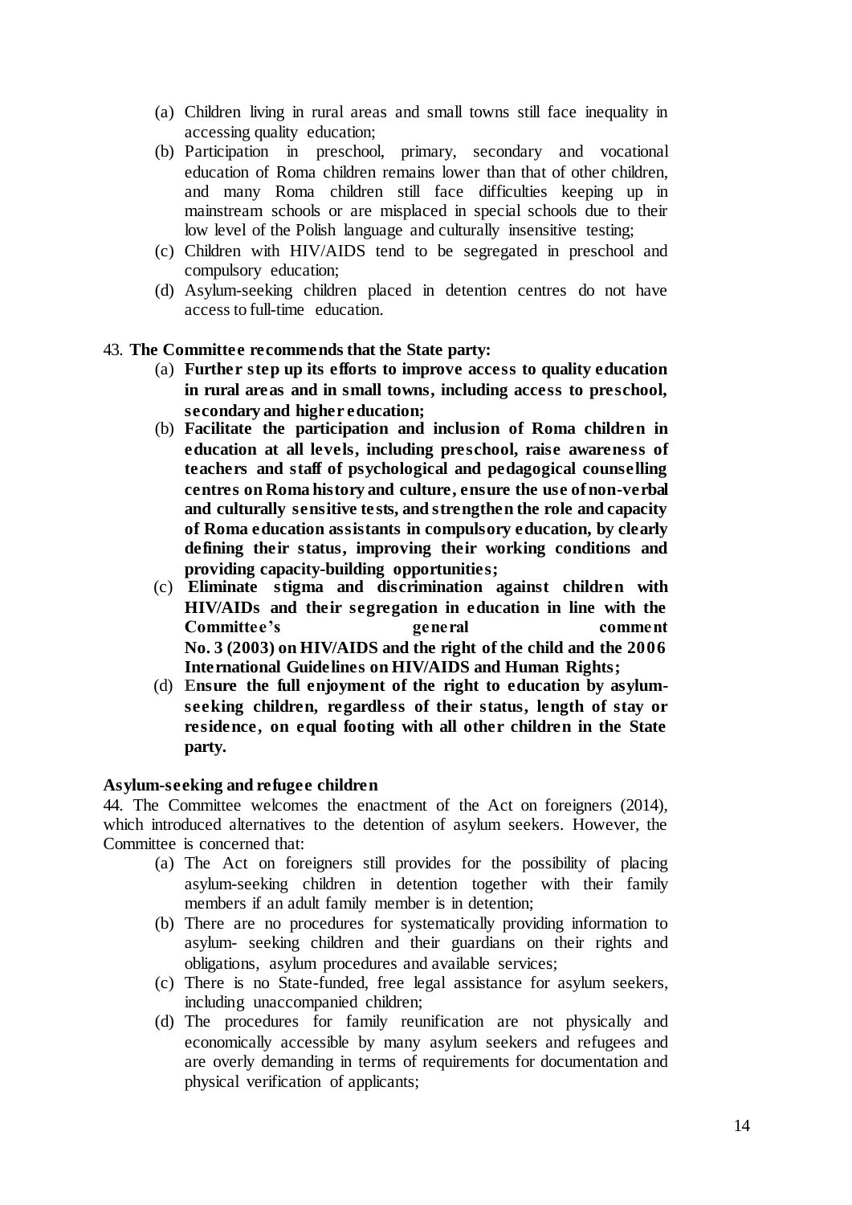(a) Children living in rural areas and small towns still face inequality in accessing quality education;

(b) Participation in preschool, primary, secondary and vocational education of Roma children remains lower than that of other children, and many Roma children still face difficulties keeping up in mainstream schools or are misplaced in special schools due to their low level of the Polish language and culturally insensitive testing;

(c) Children with HIV/AIDS tend to be segregated in preschool and compulsory education;

(d) Asylum-seeking children placed in detention centres do not have access to full-time education.

43. **The Committee recommends that the State party:**

(a) **Further step up its efforts to improve access to quality education in rural areas and in small towns, including access to preschool, secondary and higher education;**

(b) **Facilitate the participation and inclusion of Roma children in education at all levels, including preschool, raise awareness of teachers and staff of psychological and pedagogical counselling centres on Roma history and culture, ensure the use of non-verbal and culturally sensitive tests, and strengthen the role and capacity of Roma education assistants in compulsory education, by clearly defining their status, improving their working conditions and providing capacity-building opportunities;**

(c) **Eliminate stigma and discrimination against children with HIV/AIDs and their segregation in education in line with the Committee's general comment No. 3 (2003) on HIV/AIDS and the right of the child and the 2006 International Guidelines on HIV/AIDS and Human Rights;**

(d) **Ensure the full enjoyment of the right to education by asylum-seeking children, regardless of their status, length of stay or residence, on equal footing with all other children in the State party.**

**Asylum-seeking and refugee children**

44. The Committee welcomes the enactment of the Act on foreigners (2014), which introduced alternatives to the detention of asylum seekers. However, the Committee is concerned that:

(a) The Act on foreigners still provides for the possibility of placing asylum-seeking children in detention together with their family members if an adult family member is in detention;

(b) There are no procedures for systematically providing information to asylum- seeking children and their guardians on their rights and obligations, asylum procedures and available services;

(c) There is no State-funded, free legal assistance for asylum seekers, including unaccompanied children;

(d) The procedures for family reunification are not physically and economically accessible by many asylum seekers and refugees and are overly demanding in terms of requirements for documentation and physical verification of applicants;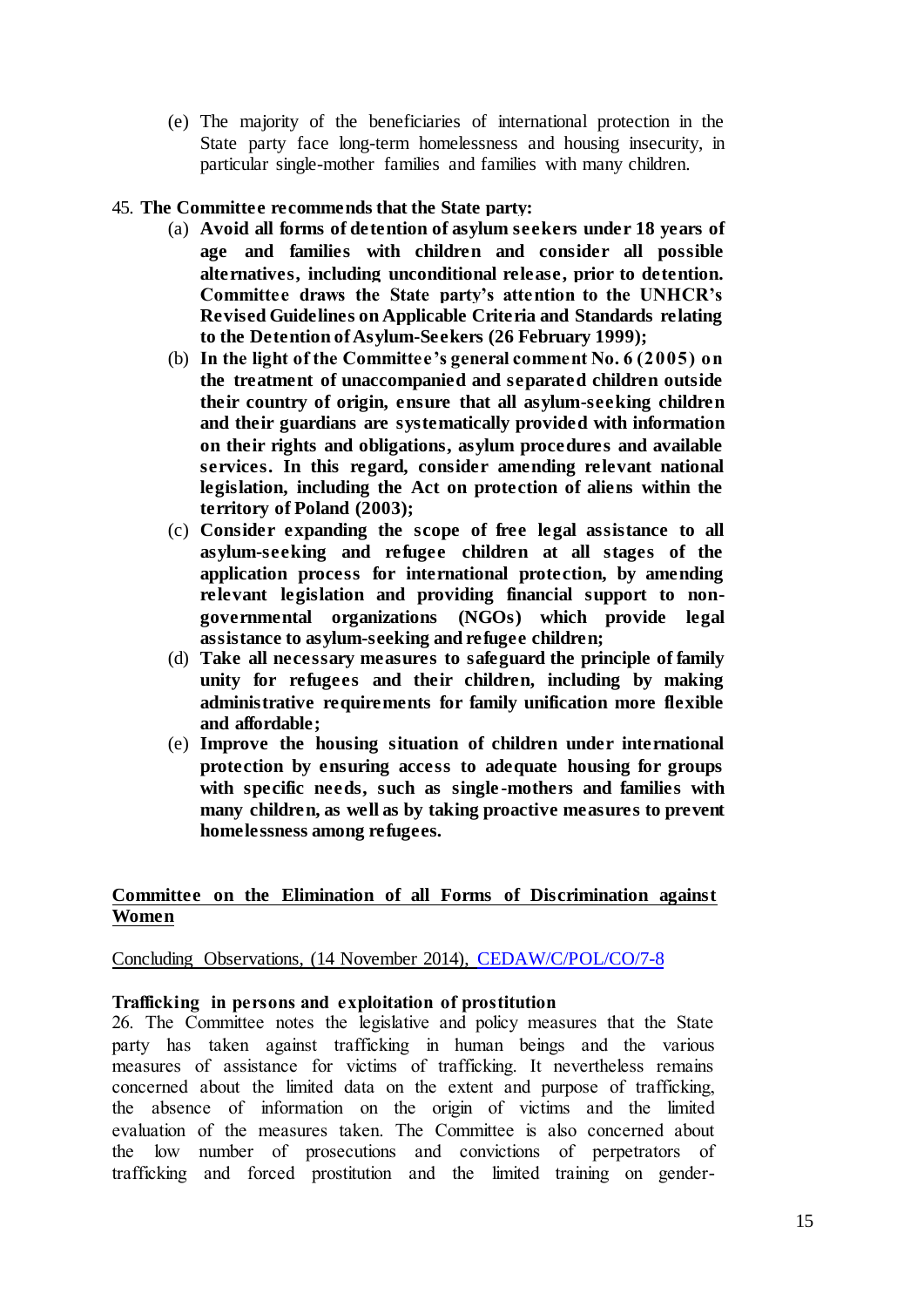(e) The majority of the beneficiaries of international protection in the State party face long-term homelessness and housing insecurity, in particular single-mother families and families with many children.

45. **The Committee recommends that the State party:**

(a) **Avoid all forms of detention of asylum seekers under 18 years of age and families with children and consider all possible alternatives, including unconditional release, prior to detention. Committee draws the State party's attention to the UNHCR's Revised Guidelines on Applicable Criteria and Standards relating to the Detention of Asylum-Seekers (26 February 1999);**

(b) **In the light of the Committee's general comment No. 6 (2005) on the treatment of unaccompanied and separated children outside their country of origin, ensure that all asylum-seeking children and their guardians are systematically provided with information on their rights and obligations, asylum procedures and available services. In this regard, consider amending relevant national legislation, including the Act on protection of aliens within the territory of Poland (2003);**

(c) **Consider expanding the scope of free legal assistance to all asylum-seeking and refugee children at all stages of the application process for international protection, by amending relevant legislation and providing financial support to non-governmental organizations (NGOs) which provide legal assistance to asylum-seeking and refugee children;**

(d) **Take all necessary measures to safeguard the principle of family unity for refugees and their children, including by making administrative requirements for family unification more flexible and affordable;**

(e) **Improve the housing situation of children under international protection by ensuring access to adequate housing for groups with specific needs, such as single-mothers and families with many children, as well as by taking proactive measures to prevent homelessness among refugees.**

## Committee on the Elimination of all Forms of Discrimination against Women

Concluding Observations, (14 November 2014), CEDAW/C/POL/CO/7-8

### Trafficking in persons and exploitation of prostitution

26. The Committee notes the legislative and policy measures that the State party has taken against trafficking in human beings and the various measures of assistance for victims of trafficking. It nevertheless remains concerned about the limited data on the extent and purpose of trafficking, the absence of information on the origin of victims and the limited evaluation of the measures taken. The Committee is also concerned about the low number of prosecutions and convictions of perpetrators of trafficking and forced prostitution and the limited training on gender-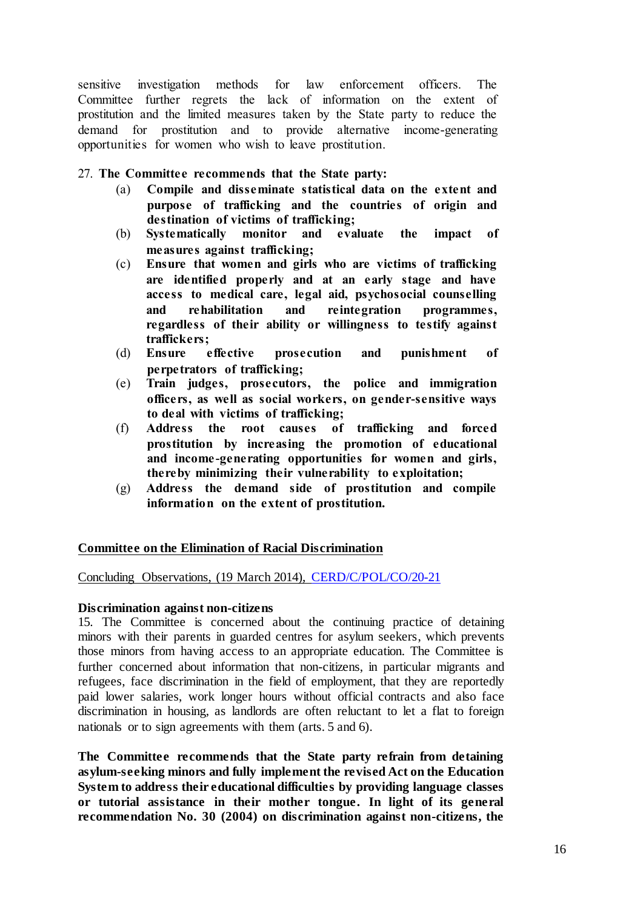sensitive investigation methods for law enforcement officers. The Committee further regrets the lack of information on the extent of prostitution and the limited measures taken by the State party to reduce the demand for prostitution and to provide alternative income-generating opportunities for women who wish to leave prostitution.

27. **The Committee recommends that the State party:**

(a) **Compile and disseminate statistical data on the extent and purpose of trafficking and the countries of origin and destination of victims of trafficking;**

(b) **Systematically monitor and evaluate the impact of measures against trafficking;**

(c) **Ensure that women and girls who are victims of trafficking are identified properly and at an early stage and have access to medical care, legal aid, psychosocial counselling and rehabilitation and reintegration programmes, regardless of their ability or willingness to testify against traffickers;**

(d) **Ensure effective prosecution and punishment of perpetrators of trafficking;**

(e) **Train judges, prosecutors, the police and immigration officers, as well as social workers, on gender-sensitive ways to deal with victims of trafficking;**

(f) **Address the root causes of trafficking and forced prostitution by increasing the promotion of educational and income-generating opportunities for women and girls, thereby minimizing their vulnerability to exploitation;**

(g) **Address the demand side of prostitution and compile information on the extent of prostitution.**

## Committee on the Elimination of Racial Discrimination

Concluding Observations, (19 March 2014), CERD/C/POL/CO/20-21

**Discrimination against non-citizens**

15. The Committee is concerned about the continuing practice of detaining minors with their parents in guarded centres for asylum seekers, which prevents those minors from having access to an appropriate education. The Committee is further concerned about information that non-citizens, in particular migrants and refugees, face discrimination in the field of employment, that they are reportedly paid lower salaries, work longer hours without official contracts and also face discrimination in housing, as landlords are often reluctant to let a flat to foreign nationals or to sign agreements with them (arts. 5 and 6).

**The Committee recommends that the State party refrain from detaining asylum-seeking minors and fully implement the revised Act on the Education System to address their educational difficulties by providing language classes or tutorial assistance in their mother tongue. In light of its general recommendation No. 30 (2004) on discrimination against non-citizens, the**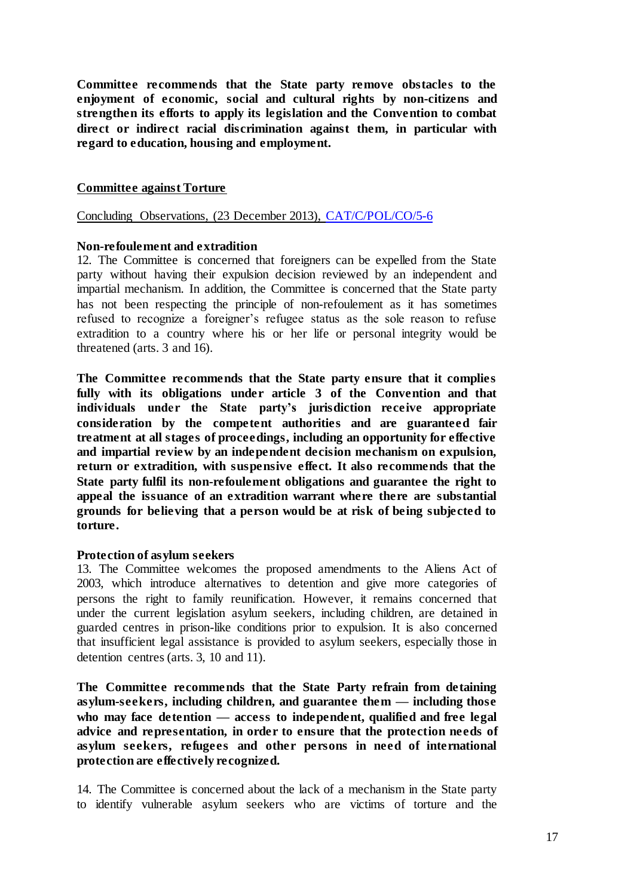**Committee recommends that the State party remove obstacles to the enjoyment of economic, social and cultural rights by non-citizens and strengthen its efforts to apply its legislation and the Convention to combat direct or indirect racial discrimination against them, in particular with regard to education, housing and employment.**

## Committee against Torture

Concluding Observations, (23 December 2013), CAT/C/POL/CO/5-6

**Non-refoulement and extradition**

12. The Committee is concerned that foreigners can be expelled from the State party without having their expulsion decision reviewed by an independent and impartial mechanism. In addition, the Committee is concerned that the State party has not been respecting the principle of non-refoulement as it has sometimes refused to recognize a foreigner's refugee status as the sole reason to refuse extradition to a country where his or her life or personal integrity would be threatened (arts. 3 and 16).

**The Committee recommends that the State party ensure that it complies fully with its obligations under article 3 of the Convention and that individuals under the State party's jurisdiction receive appropriate consideration by the competent authorities and are guaranteed fair treatment at all stages of proceedings, including an opportunity for effective and impartial review by an independent decision mechanism on expulsion, return or extradition, with suspensive effect. It also recommends that the State party fulfil its non-refoulement obligations and guarantee the right to appeal the issuance of an extradition warrant where there are substantial grounds for believing that a person would be at risk of being subjected to torture.**

**Protection of asylum seekers**

13. The Committee welcomes the proposed amendments to the Aliens Act of 2003, which introduce alternatives to detention and give more categories of persons the right to family reunification. However, it remains concerned that under the current legislation asylum seekers, including children, are detained in guarded centres in prison-like conditions prior to expulsion. It is also concerned that insufficient legal assistance is provided to asylum seekers, especially those in detention centres (arts. 3, 10 and 11).

**The Committee recommends that the State Party refrain from detaining asylum-seekers, including children, and guarantee them — including those who may face detention — access to independent, qualified and free legal advice and representation, in order to ensure that the protection needs of asylum seekers, refugees and other persons in need of international protection are effectively recognized.**

14. The Committee is concerned about the lack of a mechanism in the State party to identify vulnerable asylum seekers who are victims of torture and the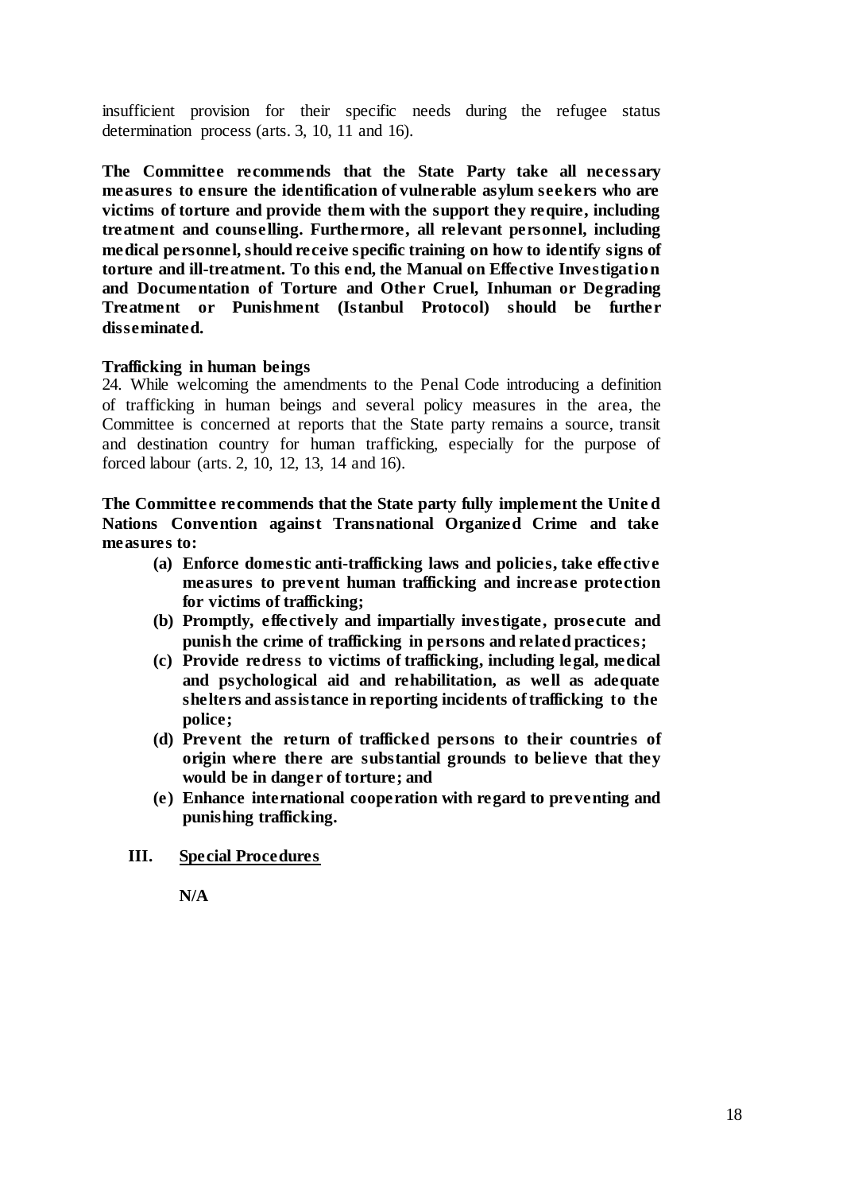insufficient provision for their specific needs during the refugee status determination process (arts. 3, 10, 11 and 16).

**The Committee recommends that the State Party take all necessary measures to ensure the identification of vulnerable asylum seekers who are victims of torture and provide them with the support they require, including treatment and counselling. Furthermore, all relevant personnel, including medical personnel, should receive specific training on how to identify signs of torture and ill-treatment. To this end, the Manual on Effective Investigation and Documentation of Torture and Other Cruel, Inhuman or Degrading Treatment or Punishment (Istanbul Protocol) should be further disseminated.**

**Trafficking in human beings**

24. While welcoming the amendments to the Penal Code introducing a definition of trafficking in human beings and several policy measures in the area, the Committee is concerned at reports that the State party remains a source, transit and destination country for human trafficking, especially for the purpose of forced labour (arts. 2, 10, 12, 13, 14 and 16).

**The Committee recommends that the State party fully implement the United Nations Convention against Transnational Organized Crime and take measures to:**

- **(a) Enforce domestic anti-trafficking laws and policies, take effective measures to prevent human trafficking and increase protection for victims of trafficking;**
- **(b) Promptly, effectively and impartially investigate, prosecute and punish the crime of trafficking in persons and related practices;**
- **(c) Provide redress to victims of trafficking, including legal, medical and psychological aid and rehabilitation, as well as adequate shelters and assistance in reporting incidents of trafficking to the police;**
- **(d) Prevent the return of trafficked persons to their countries of origin where there are substantial grounds to believe that they would be in danger of torture; and**
- **(e) Enhance international cooperation with regard to preventing and punishing trafficking.**

## III. Special Procedures

**N/A**